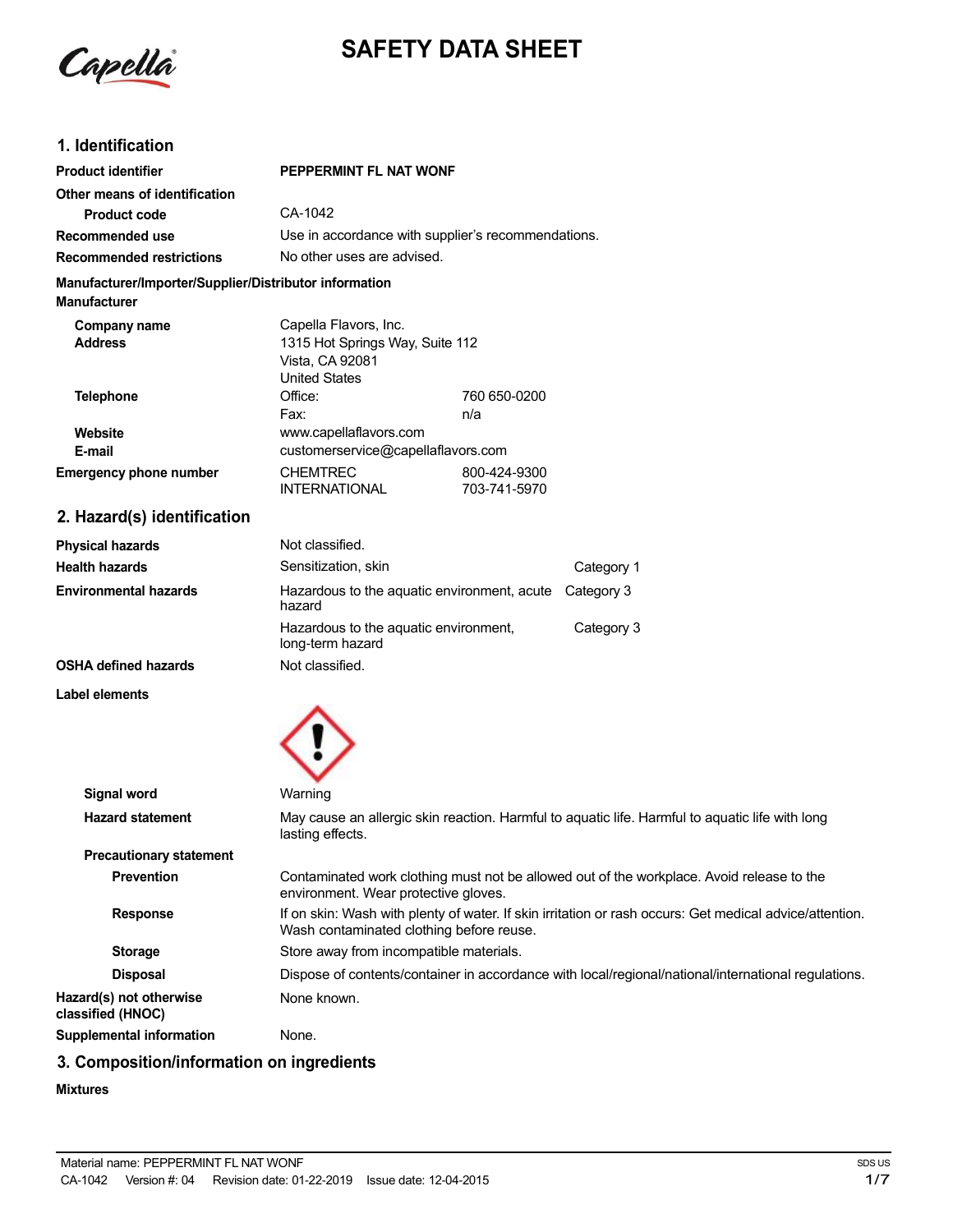# SAFETY DATA SHEET

## 1. Identification

| | | |
|---|---|---|
| **Product identifier** | **PEPPERMINT FL NAT WONF** | |
| **Other means of identification** | | |
| **Product code** | CA-1042 | |
| **Recommended use** | Use in accordance with supplier's recommendations. | |
| **Recommended restrictions** | No other uses are advised. | |

**Manufacturer/Importer/Supplier/Distributor information**

**Manufacturer**

| | | |
|---|---|---|
| **Company name** | Capella Flavors, Inc. | |
| **Address** | 1315 Hot Springs Way, Suite 112<br>Vista, CA 92081<br>United States | |
| **Telephone** | Office: | 760 650-0200 |
| | Fax: | n/a |
| **Website** | www.capellaflavors.com | |
| **E-mail** | customerservice@capellaflavors.com | |
| **Emergency phone number** | CHEMTREC | 800-424-9300 |
| | INTERNATIONAL | 703-741-5970 |

## 2. Hazard(s) identification

| | | |
|---|---|---|
| **Physical hazards** | Not classified. | |
| **Health hazards** | Sensitization, skin | Category 1 |
| **Environmental hazards** | Hazardous to the aquatic environment, acute hazard | Category 3 |
| | Hazardous to the aquatic environment, long-term hazard | Category 3 |
| **OSHA defined hazards** | Not classified. | |

**Label elements**

| | |
|---|---|
| **Signal word** | Warning |
| **Hazard statement** | May cause an allergic skin reaction. Harmful to aquatic life. Harmful to aquatic life with long lasting effects. |
| **Precautionary statement** | |
| **Prevention** | Contaminated work clothing must not be allowed out of the workplace. Avoid release to the environment. Wear protective gloves. |
| **Response** | If on skin: Wash with plenty of water. If skin irritation or rash occurs: Get medical advice/attention. Wash contaminated clothing before reuse. |
| **Storage** | Store away from incompatible materials. |
| **Disposal** | Dispose of contents/container in accordance with local/regional/national/international regulations. |
| **Hazard(s) not otherwise classified (HNOC)** | None known. |
| **Supplemental information** | None. |

## 3. Composition/information on ingredients

**Mixtures**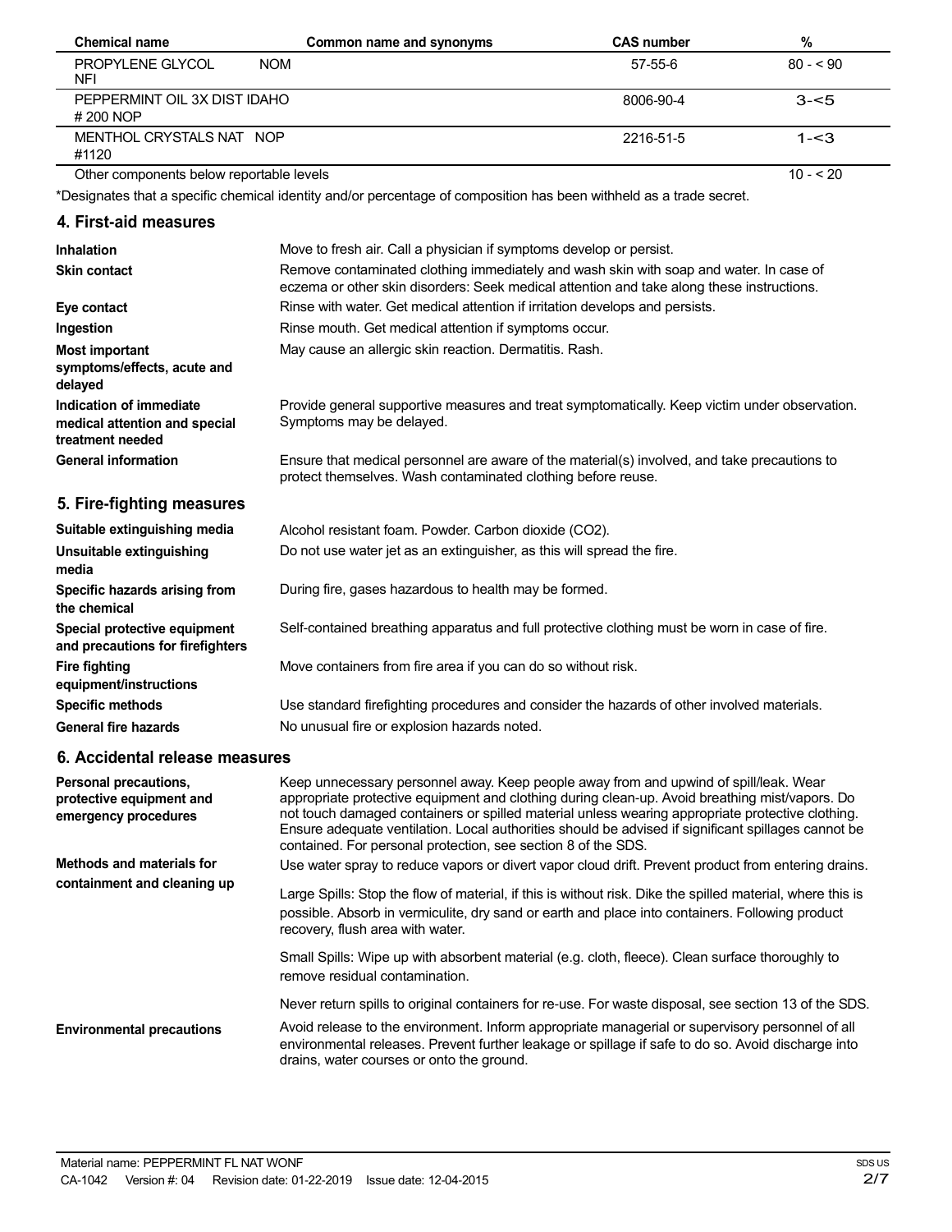| Chemical name | Common name and synonyms | CAS number | % |
|---|---|---|---|
| PROPYLENE GLYCOL NOM NFI | | 57-55-6 | 80 - < 90 |
| PEPPERMINT OIL 3X DIST IDAHO # 200 NOP | | 8006-90-4 | 3-<5 |
| MENTHOL CRYSTALS NAT NOP #1120 | | 2216-51-5 | 1-<3 |
| Other components below reportable levels | | | 10 - < 20 |

*Designates that a specific chemical identity and/or percentage of composition has been withheld as a trade secret.

## 4. First-aid measures

| | |
|---|---|
| **Inhalation** | Move to fresh air. Call a physician if symptoms develop or persist. |
| **Skin contact** | Remove contaminated clothing immediately and wash skin with soap and water. In case of eczema or other skin disorders: Seek medical attention and take along these instructions. |
| **Eye contact** | Rinse with water. Get medical attention if irritation develops and persists. |
| **Ingestion** | Rinse mouth. Get medical attention if symptoms occur. |
| **Most important symptoms/effects, acute and delayed** | May cause an allergic skin reaction. Dermatitis. Rash. |
| **Indication of immediate medical attention and special treatment needed** | Provide general supportive measures and treat symptomatically. Keep victim under observation. Symptoms may be delayed. |
| **General information** | Ensure that medical personnel are aware of the material(s) involved, and take precautions to protect themselves. Wash contaminated clothing before reuse. |

## 5. Fire-fighting measures

| | |
|---|---|
| **Suitable extinguishing media** | Alcohol resistant foam. Powder. Carbon dioxide ($CO_2$). |
| **Unsuitable extinguishing media** | Do not use water jet as an extinguisher, as this will spread the fire. |
| **Specific hazards arising from the chemical** | During fire, gases hazardous to health may be formed. |
| **Special protective equipment and precautions for firefighters** | Self-contained breathing apparatus and full protective clothing must be worn in case of fire. |
| **Fire fighting equipment/instructions** | Move containers from fire area if you can do so without risk. |
| **Specific methods** | Use standard firefighting procedures and consider the hazards of other involved materials. |
| **General fire hazards** | No unusual fire or explosion hazards noted. |

## 6. Accidental release measures

**Personal precautions, protective equipment and emergency procedures**

Keep unnecessary personnel away. Keep people away from and upwind of spill/leak. Wear appropriate protective equipment and clothing during clean-up. Avoid breathing mist/vapors. Do not touch damaged containers or spilled material unless wearing appropriate protective clothing. Ensure adequate ventilation. Local authorities should be advised if significant spillages cannot be contained. For personal protection, see section 8 of the SDS.

**Methods and materials for containment and cleaning up**

Use water spray to reduce vapors or divert vapor cloud drift. Prevent product from entering drains.

Large Spills: Stop the flow of material, if this is without risk. Dike the spilled material, where this is possible. Absorb in vermiculite, dry sand or earth and place into containers. Following product recovery, flush area with water.

Small Spills: Wipe up with absorbent material (e.g. cloth, fleece). Clean surface thoroughly to remove residual contamination.

Never return spills to original containers for re-use. For waste disposal, see section 13 of the SDS.

**Environmental precautions**

Avoid release to the environment. Inform appropriate managerial or supervisory personnel of all environmental releases. Prevent further leakage or spillage if safe to do so. Avoid discharge into drains, water courses or onto the ground.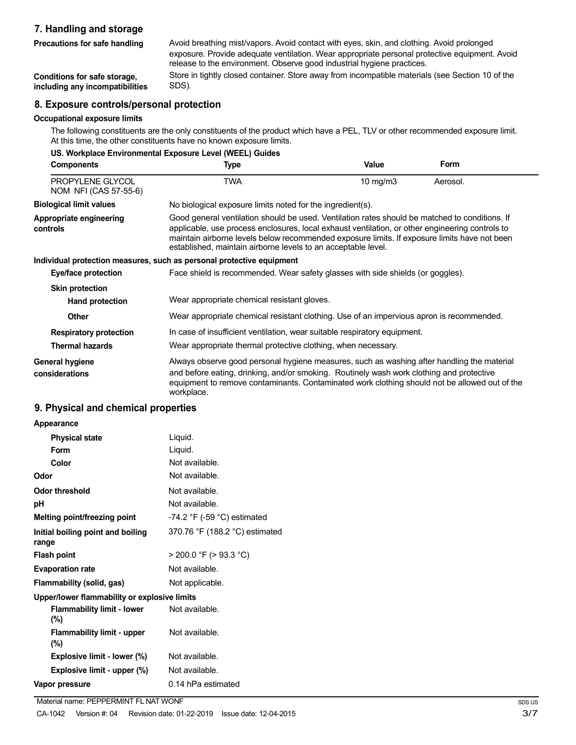## 7. Handling and storage

| | |
|---|---|
| **Precautions for safe handling** | Avoid breathing mist/vapors. Avoid contact with eyes, skin, and clothing. Avoid prolonged exposure. Provide adequate ventilation. Wear appropriate personal protective equipment. Avoid release to the environment. Observe good industrial hygiene practices. |
| **Conditions for safe storage, including any incompatibilities** | Store in tightly closed container. Store away from incompatible materials (see Section 10 of the SDS). |

## 8. Exposure controls/personal protection

### Occupational exposure limits

The following constituents are the only constituents of the product which have a PEL, TLV or other recommended exposure limit. At this time, the other constituents have no known exposure limits.

**US. Workplace Environmental Exposure Level (WEEL) Guides**

| Components | Type | Value | Form |
|---|---|---|---|
| PROPYLENE GLYCOL NOM NFI (CAS 57-55-6) | TWA | 10 mg/m3 | Aerosol. |

| | |
|---|---|
| **Biological limit values** | No biological exposure limits noted for the ingredient(s). |
| **Appropriate engineering controls** | Good general ventilation should be used. Ventilation rates should be matched to conditions. If applicable, use process enclosures, local exhaust ventilation, or other engineering controls to maintain airborne levels below recommended exposure limits. If exposure limits have not been established, maintain airborne levels to an acceptable level. |

### Individual protection measures, such as personal protective equipment

| | |
|---|---|
| **Eye/face protection** | Face shield is recommended. Wear safety glasses with side shields (or goggles). |
| **Skin protection** | |
| **Hand protection** | Wear appropriate chemical resistant gloves. |
| **Other** | Wear appropriate chemical resistant clothing. Use of an impervious apron is recommended. |
| **Respiratory protection** | In case of insufficient ventilation, wear suitable respiratory equipment. |
| **Thermal hazards** | Wear appropriate thermal protective clothing, when necessary. |
| **General hygiene considerations** | Always observe good personal hygiene measures, such as washing after handling the material and before eating, drinking, and/or smoking. Routinely wash work clothing and protective equipment to remove contaminants. Contaminated work clothing should not be allowed out of the workplace. |

## 9. Physical and chemical properties

| | |
|---|---|
| **Appearance** | |
| **Physical state** | Liquid. |
| **Form** | Liquid. |
| **Color** | Not available. |
| **Odor** | Not available. |
| **Odor threshold** | Not available. |
| **pH** | Not available. |
| **Melting point/freezing point** | -74.2 °F (-59 °C) estimated |
| **Initial boiling point and boiling range** | 370.76 °F (188.2 °C) estimated |
| **Flash point** | > 200.0 °F (> 93.3 °C) |
| **Evaporation rate** | Not available. |
| **Flammability (solid, gas)** | Not applicable. |
| **Upper/lower flammability or explosive limits** | |
| **Flammability limit - lower (%)** | Not available. |
| **Flammability limit - upper (%)** | Not available. |
| **Explosive limit - lower (%)** | Not available. |
| **Explosive limit - upper (%)** | Not available. |
| **Vapor pressure** | 0.14 hPa estimated |

Material name: PEPPERMINT FL NAT WONF

CA-1042 Version #: 04 Revision date: 01-22-2019 Issue date: 12-04-2015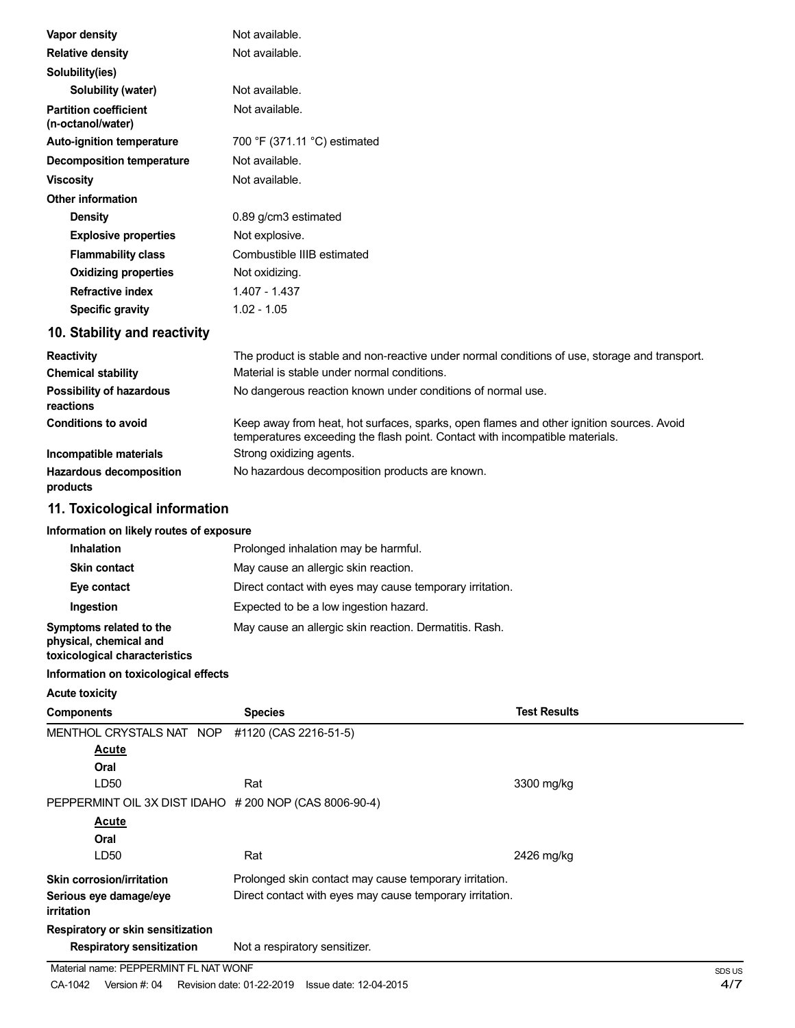| | |
|---|---|
| **Vapor density** | Not available. |
| **Relative density** | Not available. |
| **Solubility(ies)** | |
| **Solubility (water)** | Not available. |
| **Partition coefficient (n-octanol/water)** | Not available. |
| **Auto-ignition temperature** | 700 °F (371.11 °C) estimated |
| **Decomposition temperature** | Not available. |
| **Viscosity** | Not available. |
| **Other information** | |
| **Density** | 0.89 g/cm3 estimated |
| **Explosive properties** | Not explosive. |
| **Flammability class** | Combustible IIIB estimated |
| **Oxidizing properties** | Not oxidizing. |
| **Refractive index** | 1.407 - 1.437 |
| **Specific gravity** | 1.02 - 1.05 |

## 10. Stability and reactivity

| | |
|---|---|
| **Reactivity** | The product is stable and non-reactive under normal conditions of use, storage and transport. |
| **Chemical stability** | Material is stable under normal conditions. |
| **Possibility of hazardous reactions** | No dangerous reaction known under conditions of normal use. |
| **Conditions to avoid** | Keep away from heat, hot surfaces, sparks, open flames and other ignition sources. Avoid temperatures exceeding the flash point. Contact with incompatible materials. |
| **Incompatible materials** | Strong oxidizing agents. |
| **Hazardous decomposition products** | No hazardous decomposition products are known. |

## 11. Toxicological information

**Information on likely routes of exposure**

| | |
|---|---|
| **Inhalation** | Prolonged inhalation may be harmful. |
| **Skin contact** | May cause an allergic skin reaction. |
| **Eye contact** | Direct contact with eyes may cause temporary irritation. |
| **Ingestion** | Expected to be a low ingestion hazard. |
| **Symptoms related to the physical, chemical and toxicological characteristics** | May cause an allergic skin reaction. Dermatitis. Rash. |

**Information on toxicological effects**

**Acute toxicity**

| Components | Species | Test Results |
|---|---|---|
| MENTHOL CRYSTALS NAT NOP #1120 (CAS 2216-51-5) | | |
| **Acute** | | |
| **Oral** | | |
| LD50 | Rat | 3300 mg/kg |
| PEPPERMINT OIL 3X DIST IDAHO # 200 NOP (CAS 8006-90-4) | | |
| **Acute** | | |
| **Oral** | | |
| LD50 | Rat | 2426 mg/kg |

| | |
|---|---|
| **Skin corrosion/irritation** | Prolonged skin contact may cause temporary irritation. |
| **Serious eye damage/eye irritation** | Direct contact with eyes may cause temporary irritation. |
| **Respiratory or skin sensitization** | |
| **Respiratory sensitization** | Not a respiratory sensitizer. |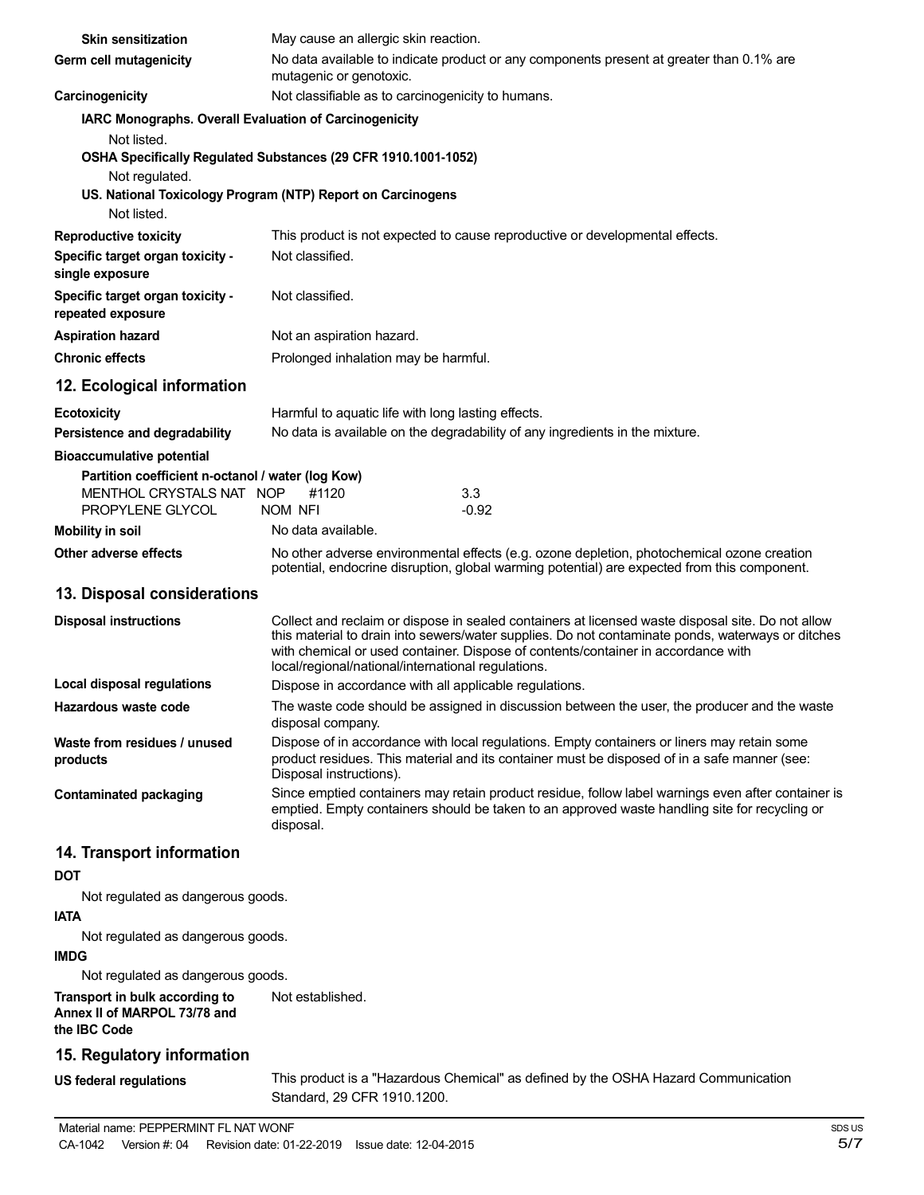| | |
|---|---|
| **Skin sensitization** | May cause an allergic skin reaction. |
| **Germ cell mutagenicity** | No data available to indicate product or any components present at greater than 0.1% are mutagenic or genotoxic. |
| **Carcinogenicity** | Not classifiable as to carcinogenicity to humans. |

**IARC Monographs. Overall Evaluation of Carcinogenicity**

Not listed.

**OSHA Specifically Regulated Substances (29 CFR 1910.1001-1052)**

Not regulated.

**US. National Toxicology Program (NTP) Report on Carcinogens**

Not listed.

| | |
|---|---|
| **Reproductive toxicity** | This product is not expected to cause reproductive or developmental effects. |
| **Specific target organ toxicity - single exposure** | Not classified. |
| **Specific target organ toxicity - repeated exposure** | Not classified. |
| **Aspiration hazard** | Not an aspiration hazard. |
| **Chronic effects** | Prolonged inhalation may be harmful. |

## 12. Ecological information

| | |
|---|---|
| **Ecotoxicity** | Harmful to aquatic life with long lasting effects. |
| **Persistence and degradability** | No data is available on the degradability of any ingredients in the mixture. |

**Bioaccumulative potential**

**Partition coefficient n-octanol / water (log Kow)**

| | |
|---|---|
| MENTHOL CRYSTALS NAT NOP #1120 | 3.3 |
| PROPYLENE GLYCOL NOM NFI | -0.92 |

| | |
|---|---|
| **Mobility in soil** | No data available. |
| **Other adverse effects** | No other adverse environmental effects (e.g. ozone depletion, photochemical ozone creation potential, endocrine disruption, global warming potential) are expected from this component. |

## 13. Disposal considerations

| | |
|---|---|
| **Disposal instructions** | Collect and reclaim or dispose in sealed containers at licensed waste disposal site. Do not allow this material to drain into sewers/water supplies. Do not contaminate ponds, waterways or ditches with chemical or used container. Dispose of contents/container in accordance with local/regional/national/international regulations. |
| **Local disposal regulations** | Dispose in accordance with all applicable regulations. |
| **Hazardous waste code** | The waste code should be assigned in discussion between the user, the producer and the waste disposal company. |
| **Waste from residues / unused products** | Dispose of in accordance with local regulations. Empty containers or liners may retain some product residues. This material and its container must be disposed of in a safe manner (see: Disposal instructions). |
| **Contaminated packaging** | Since emptied containers may retain product residue, follow label warnings even after container is emptied. Empty containers should be taken to an approved waste handling site for recycling or disposal. |

## 14. Transport information

**DOT**

Not regulated as dangerous goods.

**IATA**

Not regulated as dangerous goods.

**IMDG**

Not regulated as dangerous goods.

| | |
|---|---|
| **Transport in bulk according to Annex II of MARPOL 73/78 and the IBC Code** | Not established. |

## 15. Regulatory information

| | |
|---|---|
| **US federal regulations** | This product is a "Hazardous Chemical" as defined by the OSHA Hazard Communication Standard, 29 CFR 1910.1200. |

Material name: PEPPERMINT FL NAT WONF
CA-1042 Version #: 04 Revision date: 01-22-2019 Issue date: 12-04-2015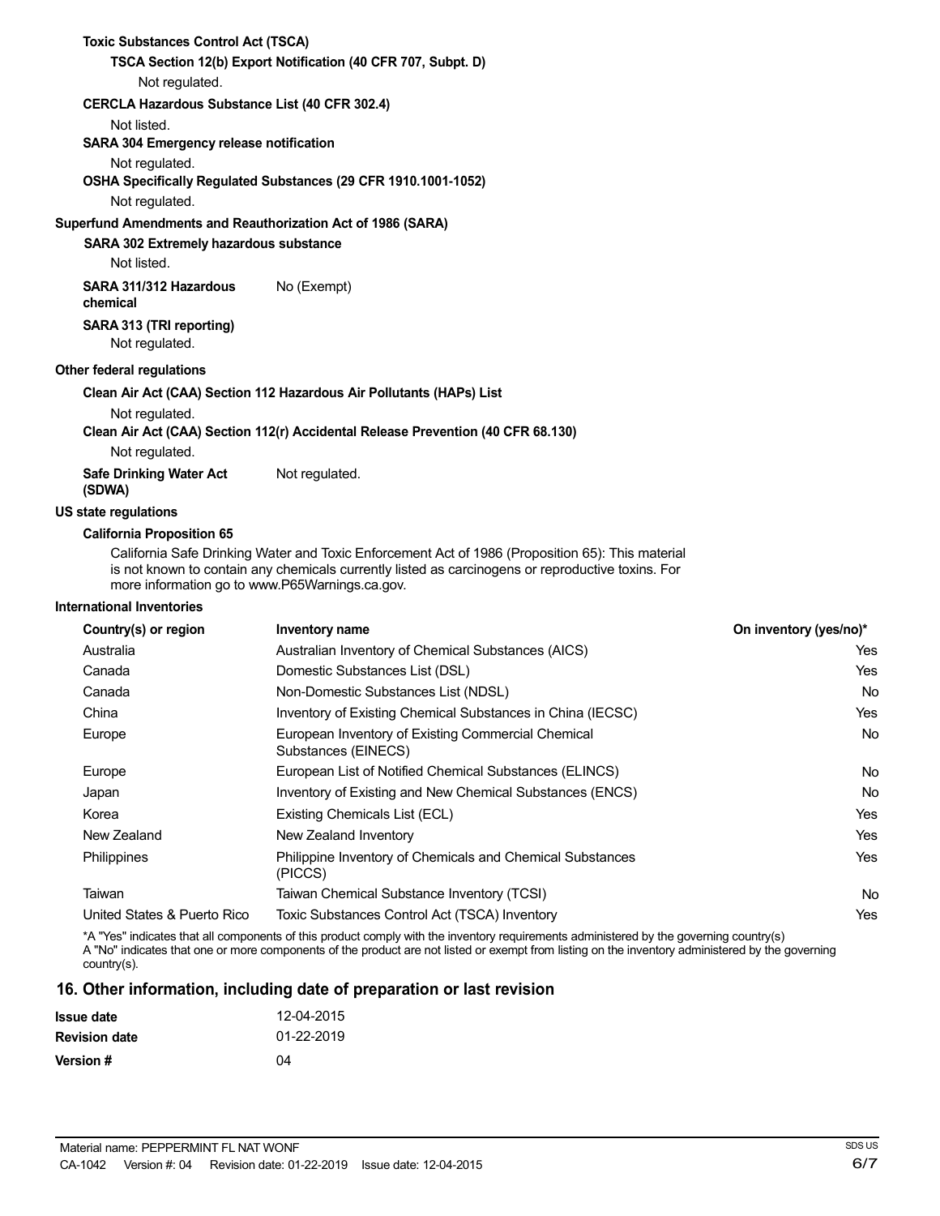**Toxic Substances Control Act (TSCA)**

**TSCA Section 12(b) Export Notification (40 CFR 707, Subpt. D)**

Not regulated.

**CERCLA Hazardous Substance List (40 CFR 302.4)**

Not listed.

**SARA 304 Emergency release notification**

Not regulated.

**OSHA Specifically Regulated Substances (29 CFR 1910.1001-1052)**

Not regulated.

**Superfund Amendments and Reauthorization Act of 1986 (SARA)**

**SARA 302 Extremely hazardous substance**

Not listed.

**SARA 311/312 Hazardous chemical** No (Exempt)

**SARA 313 (TRI reporting)**

Not regulated.

**Other federal regulations**

**Clean Air Act (CAA) Section 112 Hazardous Air Pollutants (HAPs) List**

Not regulated.

**Clean Air Act (CAA) Section 112(r) Accidental Release Prevention (40 CFR 68.130)**

Not regulated.

**Safe Drinking Water Act (SDWA)** Not regulated.

**US state regulations**

**California Proposition 65**

California Safe Drinking Water and Toxic Enforcement Act of 1986 (Proposition 65): This material is not known to contain any chemicals currently listed as carcinogens or reproductive toxins. For more information go to www.P65Warnings.ca.gov.

**International Inventories**

| Country(s) or region | Inventory name | On inventory (yes/no)* |
|---|---|---|
| Australia | Australian Inventory of Chemical Substances (AICS) | Yes |
| Canada | Domestic Substances List (DSL) | Yes |
| Canada | Non-Domestic Substances List (NDSL) | No |
| China | Inventory of Existing Chemical Substances in China (IECSC) | Yes |
| Europe | European Inventory of Existing Commercial Chemical Substances (EINECS) | No |
| Europe | European List of Notified Chemical Substances (ELINCS) | No |
| Japan | Inventory of Existing and New Chemical Substances (ENCS) | No |
| Korea | Existing Chemicals List (ECL) | Yes |
| New Zealand | New Zealand Inventory | Yes |
| Philippines | Philippine Inventory of Chemicals and Chemical Substances (PICCS) | Yes |
| Taiwan | Taiwan Chemical Substance Inventory (TCSI) | No |
| United States & Puerto Rico | Toxic Substances Control Act (TSCA) Inventory | Yes |

*A "Yes" indicates that all components of this product comply with the inventory requirements administered by the governing country(s)
A "No" indicates that one or more components of the product are not listed or exempt from listing on the inventory administered by the governing country(s).

## 16. Other information, including date of preparation or last revision

**Issue date** 12-04-2015

**Revision date** 01-22-2019

**Version #** 04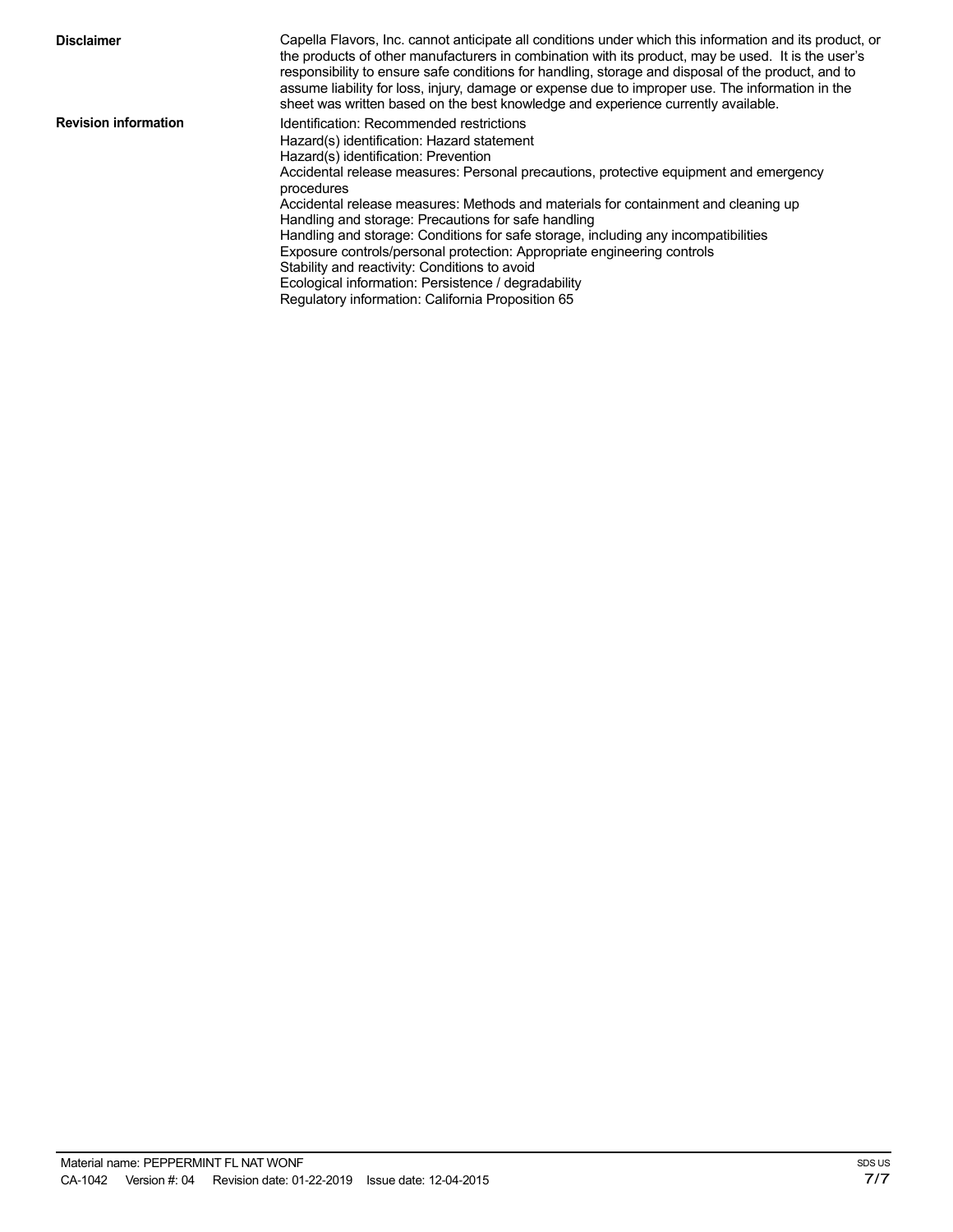**Disclaimer**

Capella Flavors, Inc. cannot anticipate all conditions under which this information and its product, or the products of other manufacturers in combination with its product, may be used. It is the user's responsibility to ensure safe conditions for handling, storage and disposal of the product, and to assume liability for loss, injury, damage or expense due to improper use. The information in the sheet was written based on the best knowledge and experience currently available.

**Revision information**

Identification: Recommended restrictions
Hazard(s) identification: Hazard statement
Hazard(s) identification: Prevention
Accidental release measures: Personal precautions, protective equipment and emergency procedures
Accidental release measures: Methods and materials for containment and cleaning up
Handling and storage: Precautions for safe handling
Handling and storage: Conditions for safe storage, including any incompatibilities
Exposure controls/personal protection: Appropriate engineering controls
Stability and reactivity: Conditions to avoid
Ecological information: Persistence / degradability
Regulatory information: California Proposition 65